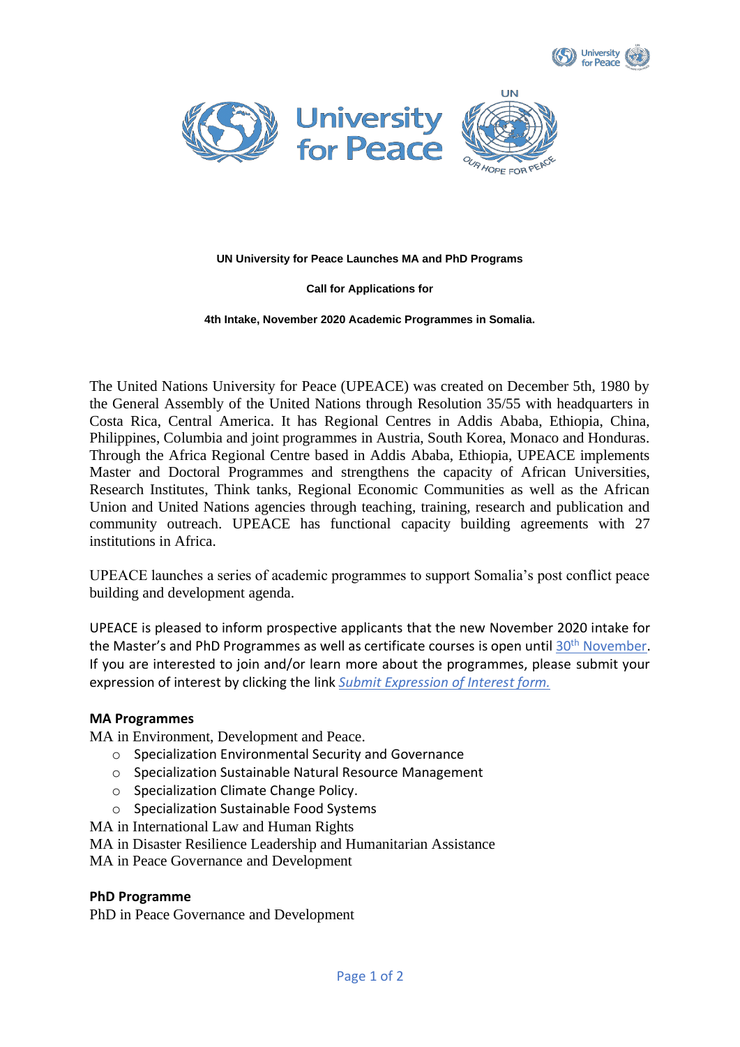**UN University for Peace Launches MA and PhD Programs**

**Call for Applications for**

**4th Intake, November 2020 Academic Programmes in Somalia.**

The United Nations University for Peace (UPEACE) was created on December 5th, 1980 by the General Assembly of the United Nations through Resolution 35/55 with headquarters in Costa Rica, Central America. It has Regional Centres in Addis Ababa, Ethiopia, China, Philippines, Columbia and joint programmes in Austria, South Korea, Monaco and Honduras. Through the Africa Regional Centre based in Addis Ababa, Ethiopia, UPEACE implements Master and Doctoral Programmes and strengthens the capacity of African Universities, Research Institutes, Think tanks, Regional Economic Communities as well as the African Union and United Nations agencies through teaching, training, research and publication and community outreach. UPEACE has functional capacity building agreements with 27 institutions in Africa.

UPEACE launches a series of academic programmes to support Somalia's post conflict peace building and development agenda.

UPEACE is pleased to inform prospective applicants that the new November 2020 intake for the Master's and PhD Programmes as well as certificate courses is open until 30th November. If you are interested to join and/or learn more about the programmes, please submit your expression of interest by clicking the link *Submit Expression of Interest form.*

**MA Programmes**

MA in Environment, Development and Peace.

- Specialization Environmental Security and Governance
- Specialization Sustainable Natural Resource Management
- Specialization Climate Change Policy.
- Specialization Sustainable Food Systems

MA in International Law and Human Rights

MA in Disaster Resilience Leadership and Humanitarian Assistance

MA in Peace Governance and Development

**PhD Programme**

PhD in Peace Governance and Development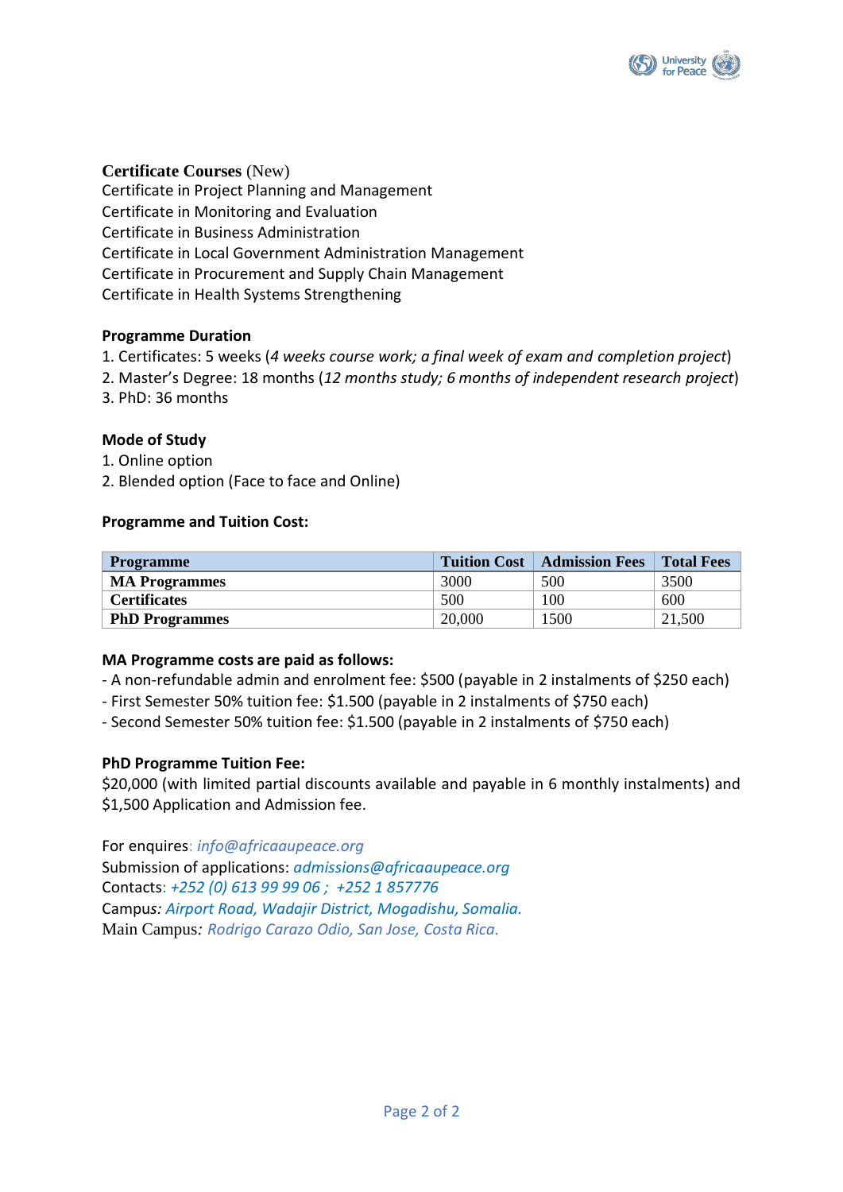**Certificate Courses** (New)
Certificate in Project Planning and Management
Certificate in Monitoring and Evaluation
Certificate in Business Administration
Certificate in Local Government Administration Management
Certificate in Procurement and Supply Chain Management
Certificate in Health Systems Strengthening

**Programme Duration**
1. Certificates: 5 weeks (*4 weeks course work; a final week of exam and completion project*)
2. Master's Degree: 18 months (*12 months study; 6 months of independent research project*)
3. PhD: 36 months

**Mode of Study**
1. Online option
2. Blended option (Face to face and Online)

**Programme and Tuition Cost:**

| Programme | Tuition Cost | Admission Fees | Total Fees |
|---|---|---|---|
| **MA Programmes** | 3000 | 500 | 3500 |
| **Certificates** | 500 | 100 | 600 |
| **PhD Programmes** | 20,000 | 1500 | 21,500 |

**MA Programme costs are paid as follows:**
- A non-refundable admin and enrolment fee: $500 (payable in 2 instalments of $250 each)
- First Semester 50% tuition fee: $1.500 (payable in 2 instalments of $750 each)
- Second Semester 50% tuition fee: $1.500 (payable in 2 instalments of $750 each)

**PhD Programme Tuition Fee:**
$20,000 (with limited partial discounts available and payable in 6 monthly instalments) and $1,500 Application and Admission fee.

For enquires: *info@africaaupeace.org*
Submission of applications: *admissions@africaaupeace.org*
Contacts: *+252 (0) 613 99 99 06 ; +252 1 857776*
Campus*: Airport Road, Wadajir District, Mogadishu, Somalia.*
Main Campus*: Rodrigo Carazo Odio, San Jose, Costa Rica.*